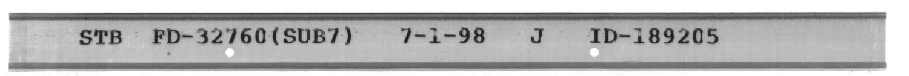STB FD-32760(SUB7) 7-1-98 J ID-189205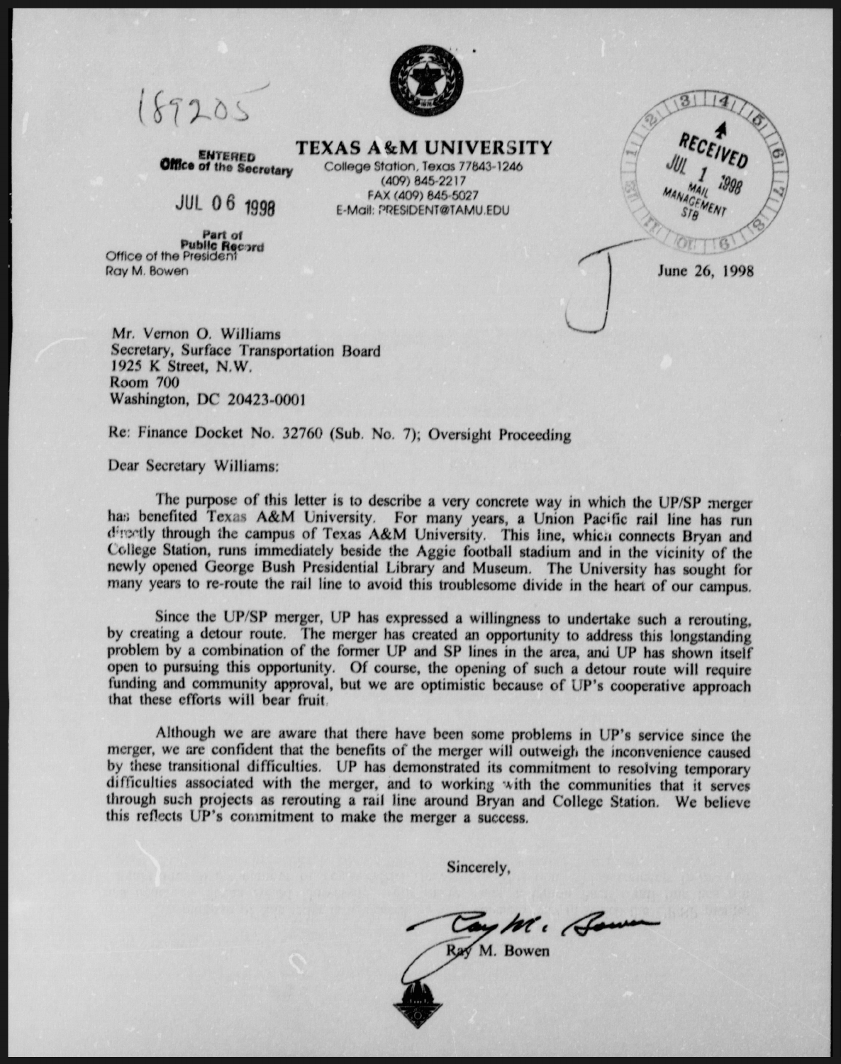189205

ENTERED
Office of the Secretary

JUL 06 1998

Part of
Public Record

# TEXAS A&M UNIVERSITY

College Station, Texas 77843-1246
(409) 845-2217
FAX (409) 845-5027
E-Mail: PRESIDENT@TAMU.EDU

RECEIVED
JUL 1 1998
MAIL
MANAGEMENT
STB

Office of the President
Ray M. Bowen

June 26, 1998

Mr. Vernon O. Williams
Secretary, Surface Transportation Board
1925 K Street, N.W.
Room 700
Washington, DC 20423-0001

Re: Finance Docket No. 32760 (Sub. No. 7); Oversight Proceeding

Dear Secretary Williams:

The purpose of this letter is to describe a very concrete way in which the UP/SP merger has benefited Texas A&M University. For many years, a Union Pacific rail line has run directly through the campus of Texas A&M University. This line, which connects Bryan and College Station, runs immediately beside the Aggie football stadium and in the vicinity of the newly opened George Bush Presidential Library and Museum. The University has sought for many years to re-route the rail line to avoid this troublesome divide in the heart of our campus.

Since the UP/SP merger, UP has expressed a willingness to undertake such a rerouting, by creating a detour route. The merger has created an opportunity to address this longstanding problem by a combination of the former UP and SP lines in the area, and UP has shown itself open to pursuing this opportunity. Of course, the opening of such a detour route will require funding and community approval, but we are optimistic because of UP's cooperative approach that these efforts will bear fruit.

Although we are aware that there have been some problems in UP's service since the merger, we are confident that the benefits of the merger will outweigh the inconvenience caused by these transitional difficulties. UP has demonstrated its commitment to resolving temporary difficulties associated with the merger, and to working with the communities that it serves through such projects as rerouting a rail line around Bryan and College Station. We believe this reflects UP's commitment to make the merger a success.

Sincerely,

Ray M. Bowen